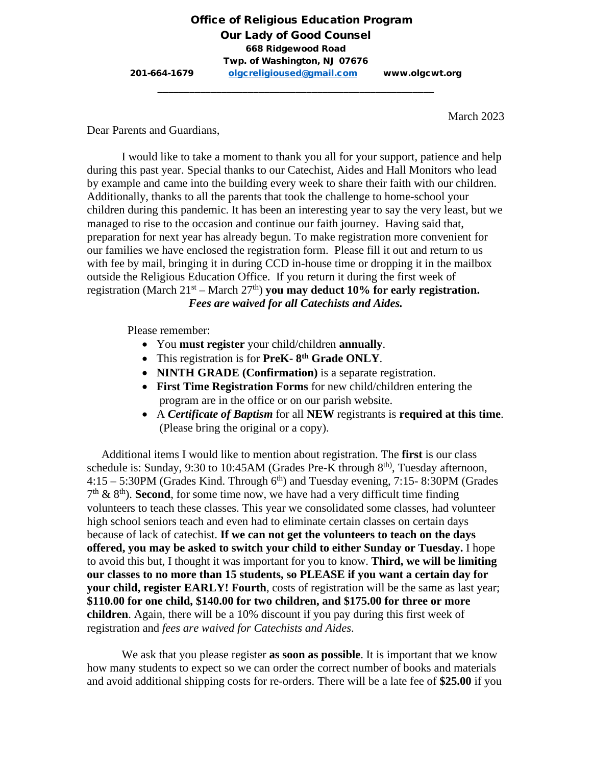**Office of Religious Education Program**
**Our Lady of Good Counsel**
**668 Ridgewood Road**
**Twp. of Washington, NJ 07676**

**201-664-1679** **olgcreligioused@gmail.com** **www.olgcwt.org**

---

March 2023

Dear Parents and Guardians,

I would like to take a moment to thank you all for your support, patience and help during this past year. Special thanks to our Catechist, Aides and Hall Monitors who lead by example and came into the building every week to share their faith with our children. Additionally, thanks to all the parents that took the challenge to home-school your children during this pandemic. It has been an interesting year to say the very least, but we managed to rise to the occasion and continue our faith journey. Having said that, preparation for next year has already begun. To make registration more convenient for our families we have enclosed the registration form. Please fill it out and return to us with fee by mail, bringing it in during CCD in-house time or dropping it in the mailbox outside the Religious Education Office. If you return it during the first week of registration (March 21st – March 27th) **you may deduct 10% for early registration.**

***Fees are waived for all Catechists and Aides.***

Please remember:

- You **must register** your child/children **annually**.
- This registration is for **PreK- 8th Grade ONLY**.
- **NINTH GRADE (Confirmation)** is a separate registration.
- **First Time Registration Forms** for new child/children entering the program are in the office or on our parish website.
- A ***Certificate of Baptism*** for all **NEW** registrants is **required at this time**. (Please bring the original or a copy).

Additional items I would like to mention about registration. The **first** is our class schedule is: Sunday, 9:30 to 10:45AM (Grades Pre-K through 8th), Tuesday afternoon, 4:15 – 5:30PM (Grades Kind. Through 6th) and Tuesday evening, 7:15- 8:30PM (Grades 7th & 8th). **Second**, for some time now, we have had a very difficult time finding volunteers to teach these classes. This year we consolidated some classes, had volunteer high school seniors teach and even had to eliminate certain classes on certain days because of lack of catechist. **If we can not get the volunteers to teach on the days offered, you may be asked to switch your child to either Sunday or Tuesday.** I hope to avoid this but, I thought it was important for you to know. **Third, we will be limiting our classes to no more than 15 students, so PLEASE if you want a certain day for your child, register EARLY! Fourth**, costs of registration will be the same as last year; **$110.00 for one child, $140.00 for two children, and $175.00 for three or more children**. Again, there will be a 10% discount if you pay during this first week of registration and *fees are waived for Catechists and Aides*.

We ask that you please register **as soon as possible**. It is important that we know how many students to expect so we can order the correct number of books and materials and avoid additional shipping costs for re-orders. There will be a late fee of **$25.00** if you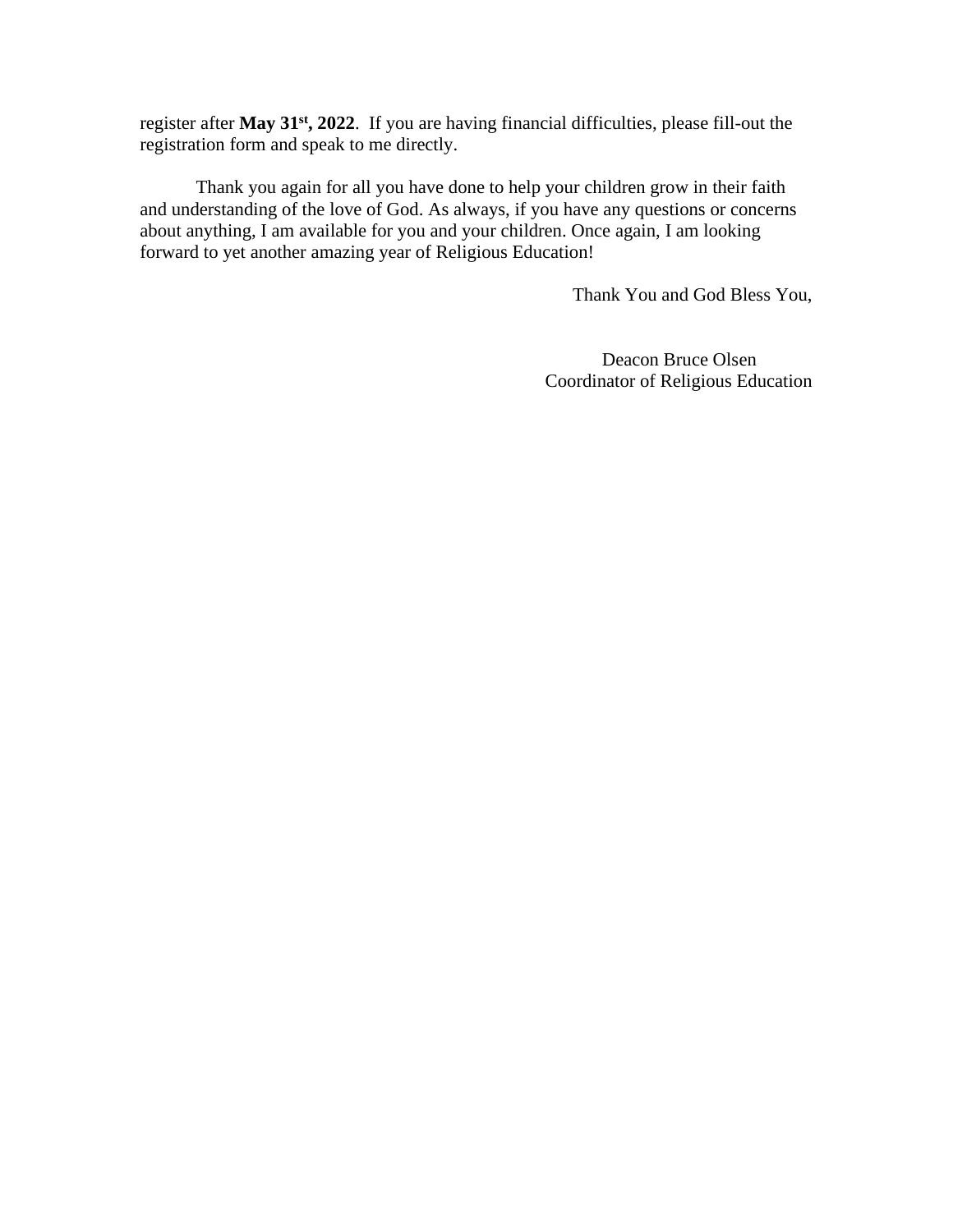register after **May 31st, 2022**. If you are having financial difficulties, please fill-out the registration form and speak to me directly.

Thank you again for all you have done to help your children grow in their faith and understanding of the love of God. As always, if you have any questions or concerns about anything, I am available for you and your children. Once again, I am looking forward to yet another amazing year of Religious Education!

Thank You and God Bless You,

Deacon Bruce Olsen
Coordinator of Religious Education